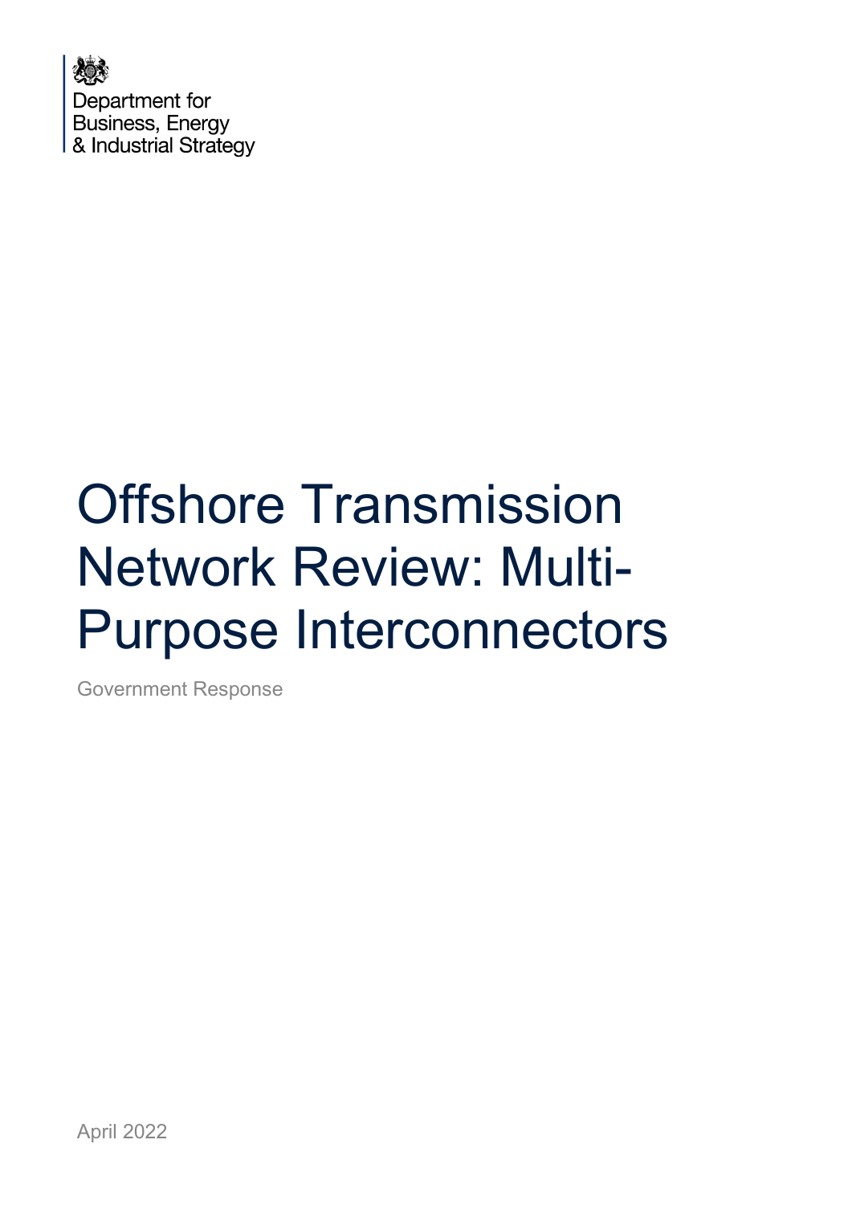Department for Business, Energy & Industrial Strategy

# Offshore Transmission Network Review: Multi-Purpose Interconnectors

Government Response

April 2022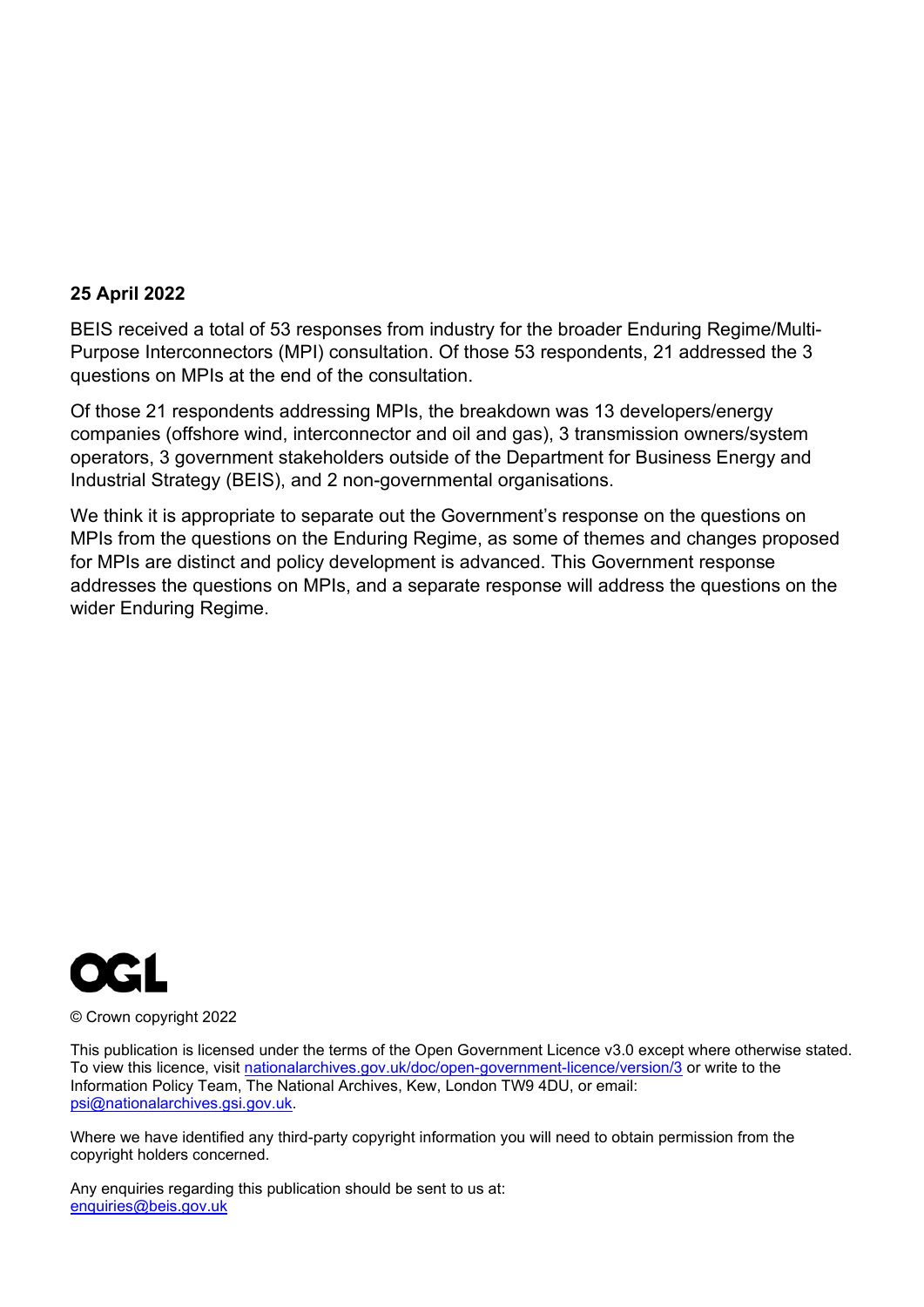**25 April 2022**

BEIS received a total of 53 responses from industry for the broader Enduring Regime/Multi-Purpose Interconnectors (MPI) consultation. Of those 53 respondents, 21 addressed the 3 questions on MPIs at the end of the consultation.

Of those 21 respondents addressing MPIs, the breakdown was 13 developers/energy companies (offshore wind, interconnector and oil and gas), 3 transmission owners/system operators, 3 government stakeholders outside of the Department for Business Energy and Industrial Strategy (BEIS), and 2 non-governmental organisations.

We think it is appropriate to separate out the Government's response on the questions on MPIs from the questions on the Enduring Regime, as some of themes and changes proposed for MPIs are distinct and policy development is advanced. This Government response addresses the questions on MPIs, and a separate response will address the questions on the wider Enduring Regime.

OGL

© Crown copyright 2022

This publication is licensed under the terms of the Open Government Licence v3.0 except where otherwise stated. To view this licence, visit [nationalarchives.gov.uk/doc/open-government-licence/version/3](http://nationalarchives.gov.uk/doc/open-government-licence/version/3) or write to the Information Policy Team, The National Archives, Kew, London TW9 4DU, or email: [psi@nationalarchives.gsi.gov.uk](mailto:psi@nationalarchives.gsi.gov.uk).

Where we have identified any third-party copyright information you will need to obtain permission from the copyright holders concerned.

Any enquiries regarding this publication should be sent to us at: [enquiries@beis.gov.uk](mailto:enquiries@beis.gov.uk)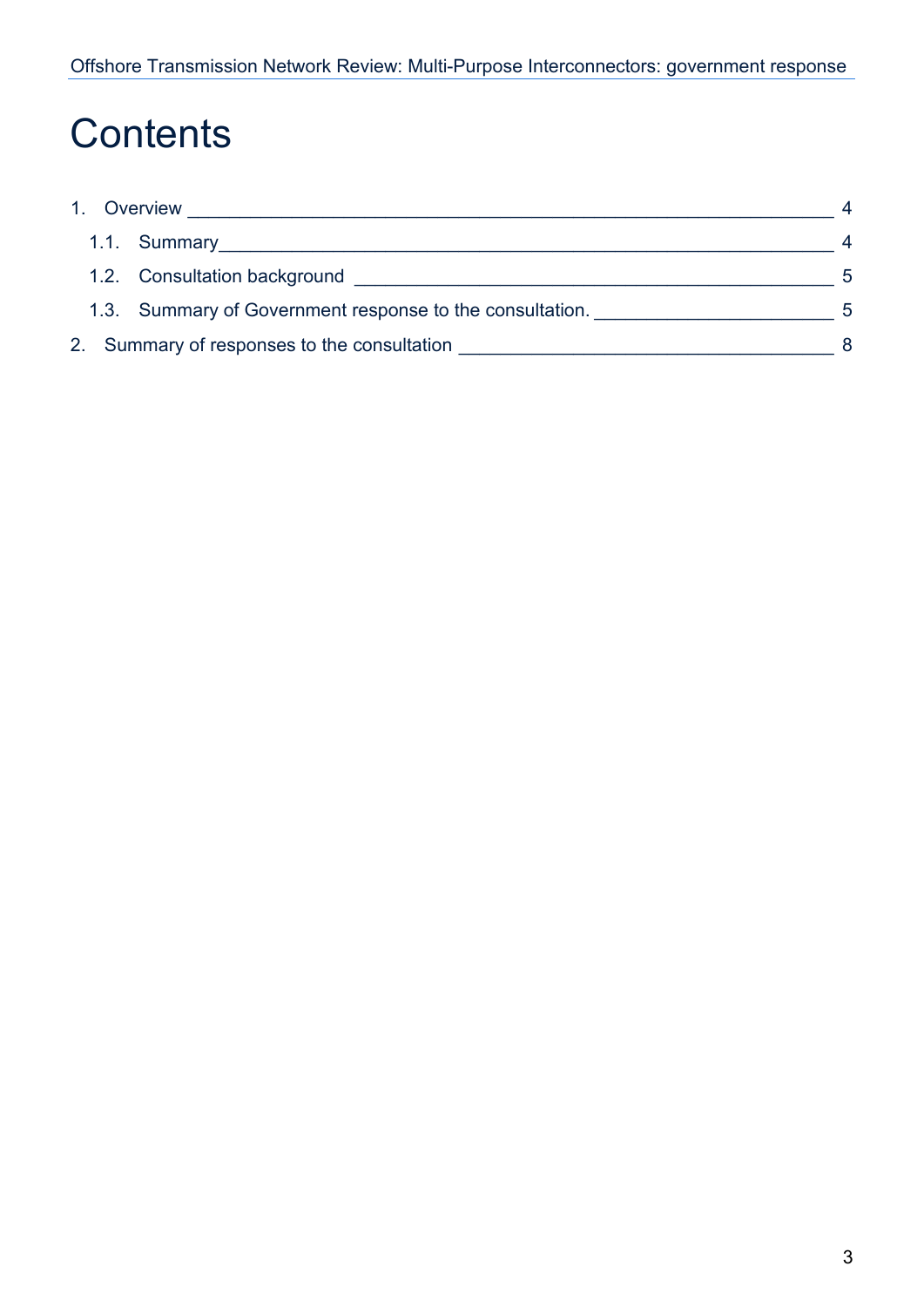# Contents

1. Overview _______________________________________________ 4
   - 1.1. Summary _______________________________________________ 4
   - 1.2. Consultation background _______________________________________________ 5
   - 1.3. Summary of Government response to the consultation. _______________________ 5
2. Summary of responses to the consultation _______________________________________ 8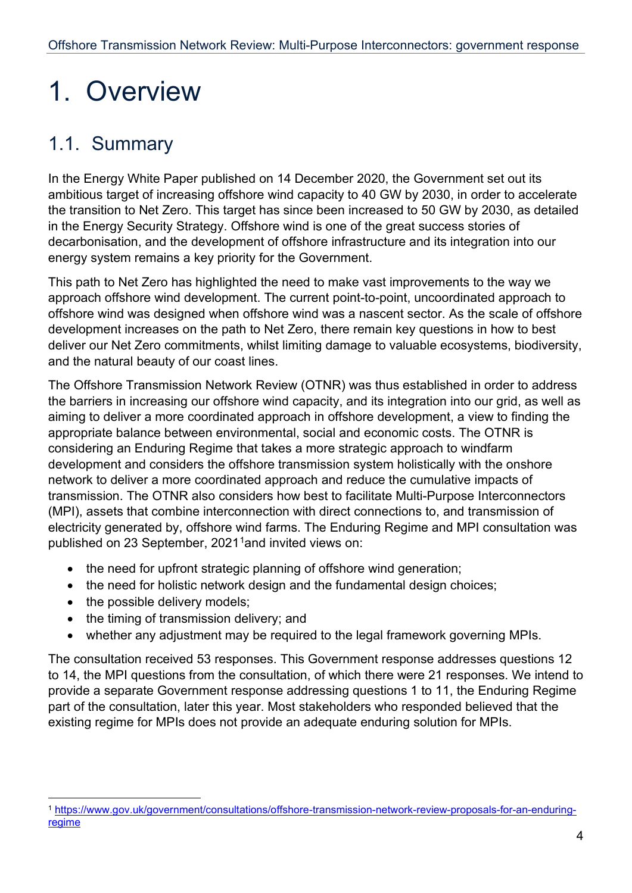# 1. Overview

## 1.1. Summary

In the Energy White Paper published on 14 December 2020, the Government set out its ambitious target of increasing offshore wind capacity to 40 GW by 2030, in order to accelerate the transition to Net Zero. This target has since been increased to 50 GW by 2030, as detailed in the Energy Security Strategy. Offshore wind is one of the great success stories of decarbonisation, and the development of offshore infrastructure and its integration into our energy system remains a key priority for the Government.

This path to Net Zero has highlighted the need to make vast improvements to the way we approach offshore wind development. The current point-to-point, uncoordinated approach to offshore wind was designed when offshore wind was a nascent sector. As the scale of offshore development increases on the path to Net Zero, there remain key questions in how to best deliver our Net Zero commitments, whilst limiting damage to valuable ecosystems, biodiversity, and the natural beauty of our coast lines.

The Offshore Transmission Network Review (OTNR) was thus established in order to address the barriers in increasing our offshore wind capacity, and its integration into our grid, as well as aiming to deliver a more coordinated approach in offshore development, a view to finding the appropriate balance between environmental, social and economic costs. The OTNR is considering an Enduring Regime that takes a more strategic approach to windfarm development and considers the offshore transmission system holistically with the onshore network to deliver a more coordinated approach and reduce the cumulative impacts of transmission. The OTNR also considers how best to facilitate Multi-Purpose Interconnectors (MPI), assets that combine interconnection with direct connections to, and transmission of electricity generated by, offshore wind farms. The Enduring Regime and MPI consultation was published on 23 September, 2021[1]and invited views on:

- the need for upfront strategic planning of offshore wind generation;
- the need for holistic network design and the fundamental design choices;
- the possible delivery models;
- the timing of transmission delivery; and
- whether any adjustment may be required to the legal framework governing MPIs.

The consultation received 53 responses. This Government response addresses questions 12 to 14, the MPI questions from the consultation, of which there were 21 responses. We intend to provide a separate Government response addressing questions 1 to 11, the Enduring Regime part of the consultation, later this year. Most stakeholders who responded believed that the existing regime for MPIs does not provide an adequate enduring solution for MPIs.

[1] https://www.gov.uk/government/consultations/offshore-transmission-network-review-proposals-for-an-enduring-regime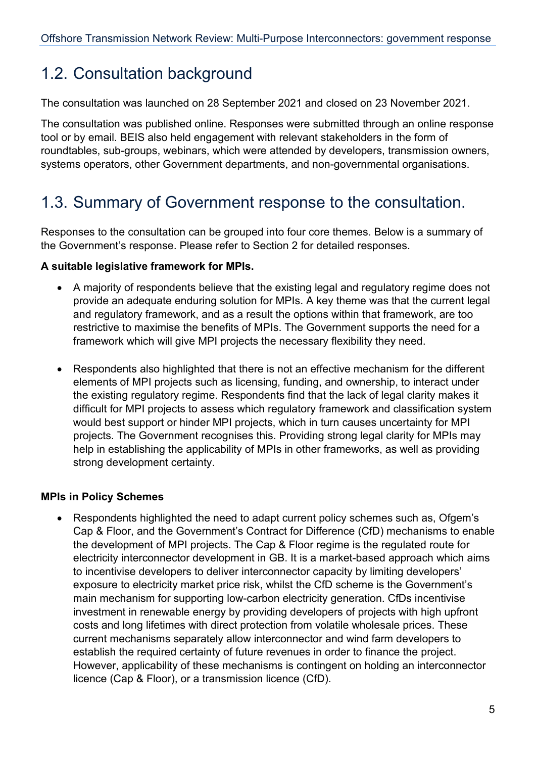## 1.2. Consultation background

The consultation was launched on 28 September 2021 and closed on 23 November 2021.

The consultation was published online. Responses were submitted through an online response tool or by email. BEIS also held engagement with relevant stakeholders in the form of roundtables, sub-groups, webinars, which were attended by developers, transmission owners, systems operators, other Government departments, and non-governmental organisations.

## 1.3. Summary of Government response to the consultation.

Responses to the consultation can be grouped into four core themes. Below is a summary of the Government's response. Please refer to Section 2 for detailed responses.

**A suitable legislative framework for MPIs.**

- A majority of respondents believe that the existing legal and regulatory regime does not provide an adequate enduring solution for MPIs. A key theme was that the current legal and regulatory framework, and as a result the options within that framework, are too restrictive to maximise the benefits of MPIs. The Government supports the need for a framework which will give MPI projects the necessary flexibility they need.

- Respondents also highlighted that there is not an effective mechanism for the different elements of MPI projects such as licensing, funding, and ownership, to interact under the existing regulatory regime. Respondents find that the lack of legal clarity makes it difficult for MPI projects to assess which regulatory framework and classification system would best support or hinder MPI projects, which in turn causes uncertainty for MPI projects. The Government recognises this. Providing strong legal clarity for MPIs may help in establishing the applicability of MPIs in other frameworks, as well as providing strong development certainty.

**MPIs in Policy Schemes**

- Respondents highlighted the need to adapt current policy schemes such as, Ofgem's Cap & Floor, and the Government's Contract for Difference (CfD) mechanisms to enable the development of MPI projects. The Cap & Floor regime is the regulated route for electricity interconnector development in GB. It is a market-based approach which aims to incentivise developers to deliver interconnector capacity by limiting developers' exposure to electricity market price risk, whilst the CfD scheme is the Government's main mechanism for supporting low-carbon electricity generation. CfDs incentivise investment in renewable energy by providing developers of projects with high upfront costs and long lifetimes with direct protection from volatile wholesale prices. These current mechanisms separately allow interconnector and wind farm developers to establish the required certainty of future revenues in order to finance the project. However, applicability of these mechanisms is contingent on holding an interconnector licence (Cap & Floor), or a transmission licence (CfD).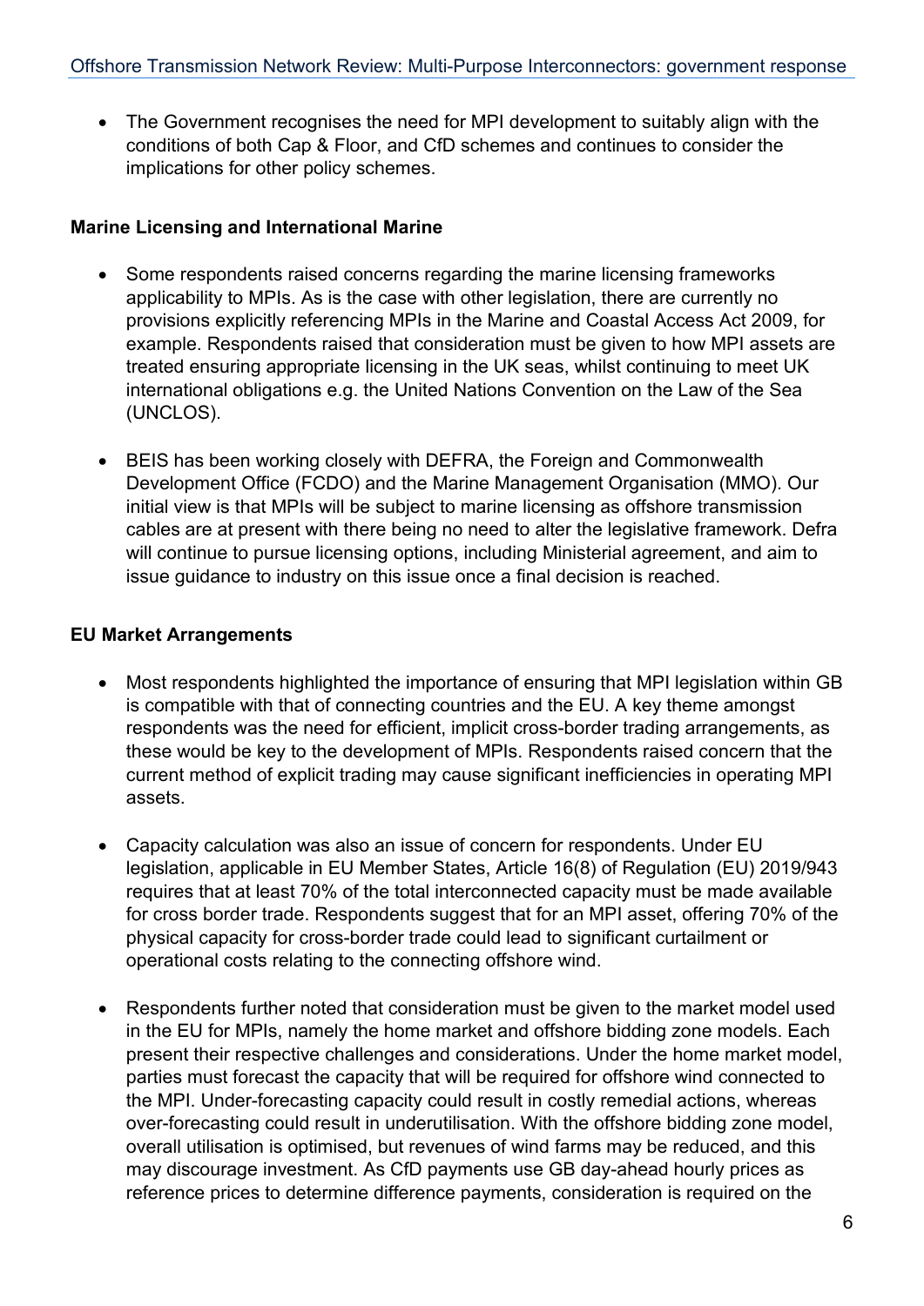- The Government recognises the need for MPI development to suitably align with the conditions of both Cap & Floor, and CfD schemes and continues to consider the implications for other policy schemes.

**Marine Licensing and International Marine**

- Some respondents raised concerns regarding the marine licensing frameworks applicability to MPIs. As is the case with other legislation, there are currently no provisions explicitly referencing MPIs in the Marine and Coastal Access Act 2009, for example. Respondents raised that consideration must be given to how MPI assets are treated ensuring appropriate licensing in the UK seas, whilst continuing to meet UK international obligations e.g. the United Nations Convention on the Law of the Sea (UNCLOS).

- BEIS has been working closely with DEFRA, the Foreign and Commonwealth Development Office (FCDO) and the Marine Management Organisation (MMO). Our initial view is that MPIs will be subject to marine licensing as offshore transmission cables are at present with there being no need to alter the legislative framework. Defra will continue to pursue licensing options, including Ministerial agreement, and aim to issue guidance to industry on this issue once a final decision is reached.

**EU Market Arrangements**

- Most respondents highlighted the importance of ensuring that MPI legislation within GB is compatible with that of connecting countries and the EU. A key theme amongst respondents was the need for efficient, implicit cross-border trading arrangements, as these would be key to the development of MPIs. Respondents raised concern that the current method of explicit trading may cause significant inefficiencies in operating MPI assets.

- Capacity calculation was also an issue of concern for respondents. Under EU legislation, applicable in EU Member States, Article 16(8) of Regulation (EU) 2019/943 requires that at least 70% of the total interconnected capacity must be made available for cross border trade. Respondents suggest that for an MPI asset, offering 70% of the physical capacity for cross-border trade could lead to significant curtailment or operational costs relating to the connecting offshore wind.

- Respondents further noted that consideration must be given to the market model used in the EU for MPIs, namely the home market and offshore bidding zone models. Each present their respective challenges and considerations. Under the home market model, parties must forecast the capacity that will be required for offshore wind connected to the MPI. Under-forecasting capacity could result in costly remedial actions, whereas over-forecasting could result in underutilisation. With the offshore bidding zone model, overall utilisation is optimised, but revenues of wind farms may be reduced, and this may discourage investment. As CfD payments use GB day-ahead hourly prices as reference prices to determine difference payments, consideration is required on the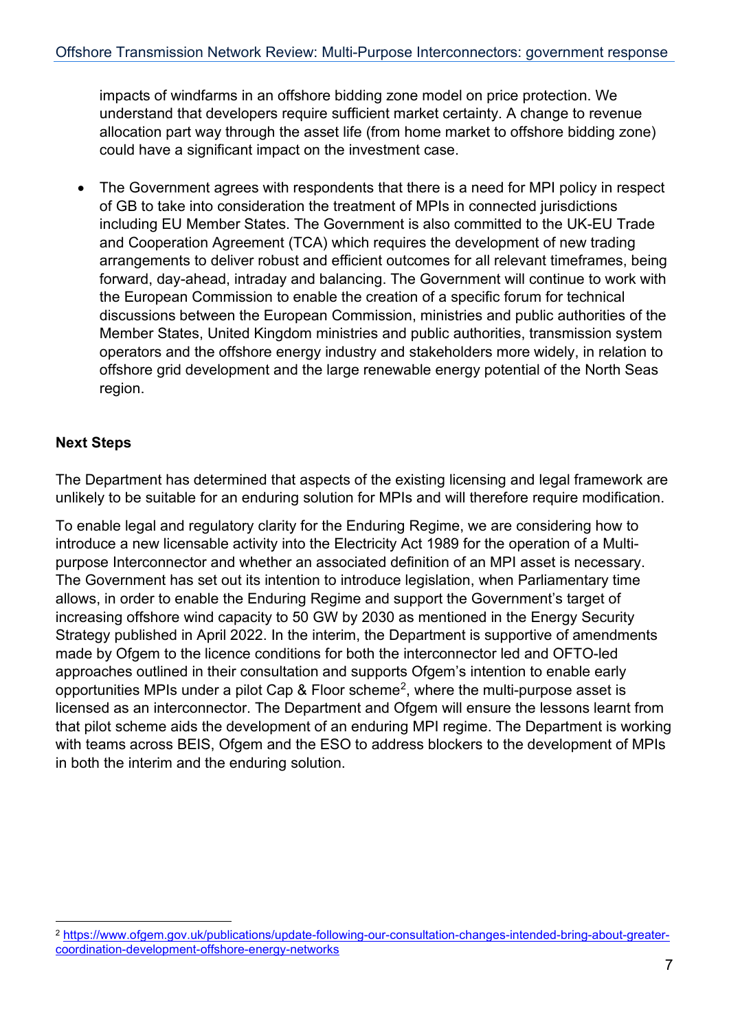impacts of windfarms in an offshore bidding zone model on price protection. We understand that developers require sufficient market certainty. A change to revenue allocation part way through the asset life (from home market to offshore bidding zone) could have a significant impact on the investment case.

- The Government agrees with respondents that there is a need for MPI policy in respect of GB to take into consideration the treatment of MPIs in connected jurisdictions including EU Member States. The Government is also committed to the UK-EU Trade and Cooperation Agreement (TCA) which requires the development of new trading arrangements to deliver robust and efficient outcomes for all relevant timeframes, being forward, day-ahead, intraday and balancing. The Government will continue to work with the European Commission to enable the creation of a specific forum for technical discussions between the European Commission, ministries and public authorities of the Member States, United Kingdom ministries and public authorities, transmission system operators and the offshore energy industry and stakeholders more widely, in relation to offshore grid development and the large renewable energy potential of the North Seas region.

**Next Steps**

The Department has determined that aspects of the existing licensing and legal framework are unlikely to be suitable for an enduring solution for MPIs and will therefore require modification.

To enable legal and regulatory clarity for the Enduring Regime, we are considering how to introduce a new licensable activity into the Electricity Act 1989 for the operation of a Multi-purpose Interconnector and whether an associated definition of an MPI asset is necessary. The Government has set out its intention to introduce legislation, when Parliamentary time allows, in order to enable the Enduring Regime and support the Government's target of increasing offshore wind capacity to 50 GW by 2030 as mentioned in the Energy Security Strategy published in April 2022. In the interim, the Department is supportive of amendments made by Ofgem to the licence conditions for both the interconnector led and OFTO-led approaches outlined in their consultation and supports Ofgem's intention to enable early opportunities MPIs under a pilot Cap & Floor scheme[2], where the multi-purpose asset is licensed as an interconnector. The Department and Ofgem will ensure the lessons learnt from that pilot scheme aids the development of an enduring MPI regime. The Department is working with teams across BEIS, Ofgem and the ESO to address blockers to the development of MPIs in both the interim and the enduring solution.

[2] https://www.ofgem.gov.uk/publications/update-following-our-consultation-changes-intended-bring-about-greater-coordination-development-offshore-energy-networks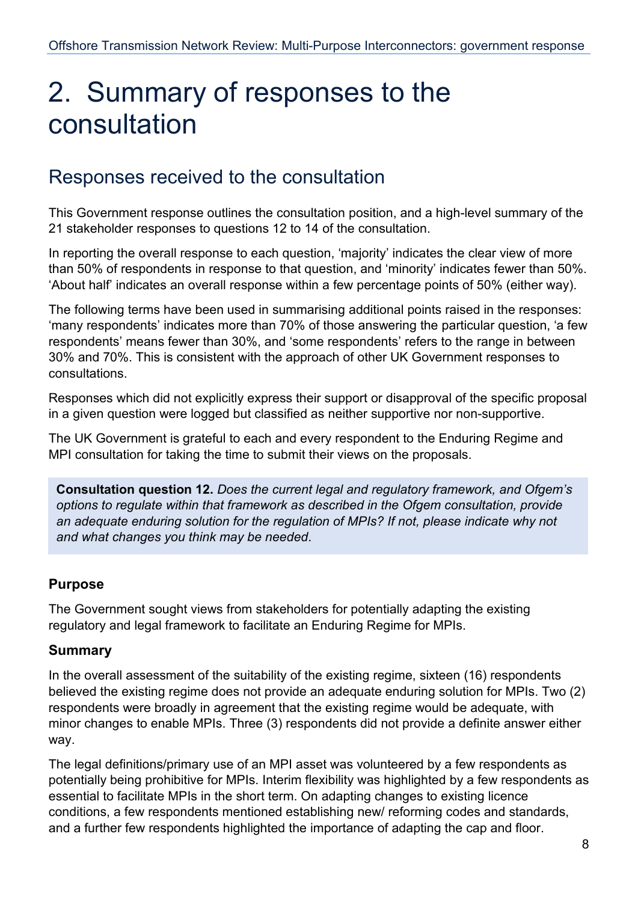# 2. Summary of responses to the consultation

## Responses received to the consultation

This Government response outlines the consultation position, and a high-level summary of the 21 stakeholder responses to questions 12 to 14 of the consultation.

In reporting the overall response to each question, 'majority' indicates the clear view of more than 50% of respondents in response to that question, and 'minority' indicates fewer than 50%. 'About half' indicates an overall response within a few percentage points of 50% (either way).

The following terms have been used in summarising additional points raised in the responses: 'many respondents' indicates more than 70% of those answering the particular question, 'a few respondents' means fewer than 30%, and 'some respondents' refers to the range in between 30% and 70%. This is consistent with the approach of other UK Government responses to consultations.

Responses which did not explicitly express their support or disapproval of the specific proposal in a given question were logged but classified as neither supportive nor non-supportive.

The UK Government is grateful to each and every respondent to the Enduring Regime and MPI consultation for taking the time to submit their views on the proposals.

> **Consultation question 12.** *Does the current legal and regulatory framework, and Ofgem's options to regulate within that framework as described in the Ofgem consultation, provide an adequate enduring solution for the regulation of MPIs? If not, please indicate why not and what changes you think may be needed*.

### Purpose

The Government sought views from stakeholders for potentially adapting the existing regulatory and legal framework to facilitate an Enduring Regime for MPIs.

### Summary

In the overall assessment of the suitability of the existing regime, sixteen (16) respondents believed the existing regime does not provide an adequate enduring solution for MPIs. Two (2) respondents were broadly in agreement that the existing regime would be adequate, with minor changes to enable MPIs. Three (3) respondents did not provide a definite answer either way.

The legal definitions/primary use of an MPI asset was volunteered by a few respondents as potentially being prohibitive for MPIs. Interim flexibility was highlighted by a few respondents as essential to facilitate MPIs in the short term. On adapting changes to existing licence conditions, a few respondents mentioned establishing new/ reforming codes and standards, and a further few respondents highlighted the importance of adapting the cap and floor.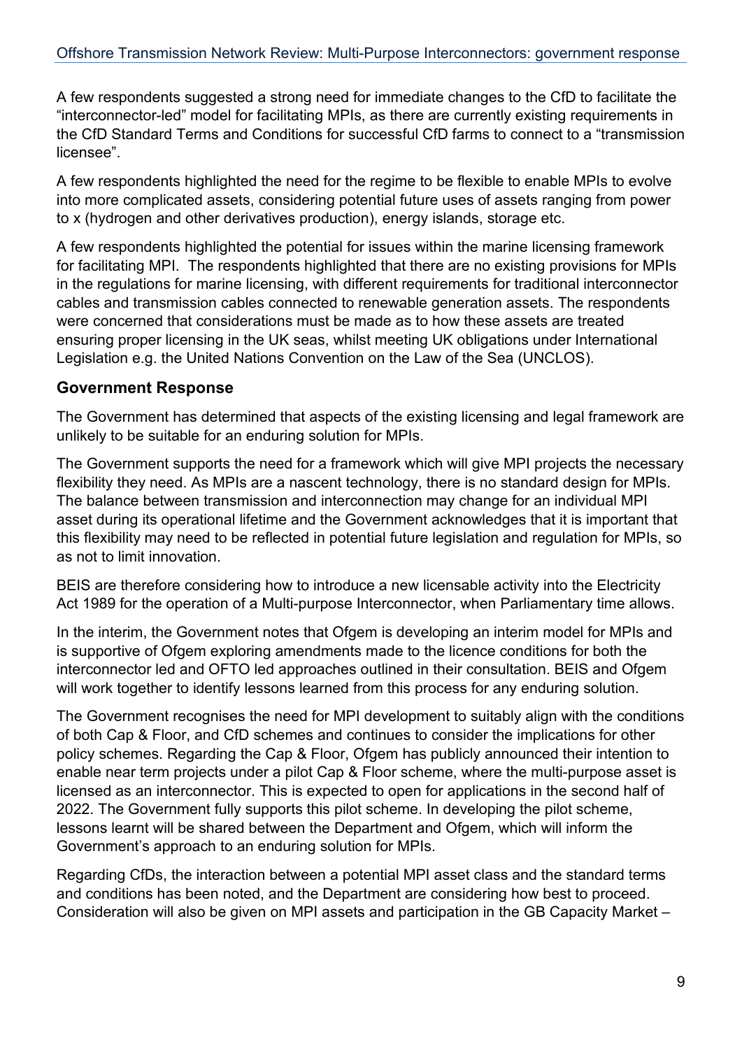A few respondents suggested a strong need for immediate changes to the CfD to facilitate the "interconnector-led" model for facilitating MPIs, as there are currently existing requirements in the CfD Standard Terms and Conditions for successful CfD farms to connect to a "transmission licensee".

A few respondents highlighted the need for the regime to be flexible to enable MPIs to evolve into more complicated assets, considering potential future uses of assets ranging from power to x (hydrogen and other derivatives production), energy islands, storage etc.

A few respondents highlighted the potential for issues within the marine licensing framework for facilitating MPI. The respondents highlighted that there are no existing provisions for MPIs in the regulations for marine licensing, with different requirements for traditional interconnector cables and transmission cables connected to renewable generation assets. The respondents were concerned that considerations must be made as to how these assets are treated ensuring proper licensing in the UK seas, whilst meeting UK obligations under International Legislation e.g. the United Nations Convention on the Law of the Sea (UNCLOS).

### Government Response

The Government has determined that aspects of the existing licensing and legal framework are unlikely to be suitable for an enduring solution for MPIs.

The Government supports the need for a framework which will give MPI projects the necessary flexibility they need. As MPIs are a nascent technology, there is no standard design for MPIs. The balance between transmission and interconnection may change for an individual MPI asset during its operational lifetime and the Government acknowledges that it is important that this flexibility may need to be reflected in potential future legislation and regulation for MPIs, so as not to limit innovation.

BEIS are therefore considering how to introduce a new licensable activity into the Electricity Act 1989 for the operation of a Multi-purpose Interconnector, when Parliamentary time allows.

In the interim, the Government notes that Ofgem is developing an interim model for MPIs and is supportive of Ofgem exploring amendments made to the licence conditions for both the interconnector led and OFTO led approaches outlined in their consultation. BEIS and Ofgem will work together to identify lessons learned from this process for any enduring solution.

The Government recognises the need for MPI development to suitably align with the conditions of both Cap & Floor, and CfD schemes and continues to consider the implications for other policy schemes. Regarding the Cap & Floor, Ofgem has publicly announced their intention to enable near term projects under a pilot Cap & Floor scheme, where the multi-purpose asset is licensed as an interconnector. This is expected to open for applications in the second half of 2022. The Government fully supports this pilot scheme. In developing the pilot scheme, lessons learnt will be shared between the Department and Ofgem, which will inform the Government's approach to an enduring solution for MPIs.

Regarding CfDs, the interaction between a potential MPI asset class and the standard terms and conditions has been noted, and the Department are considering how best to proceed. Consideration will also be given on MPI assets and participation in the GB Capacity Market –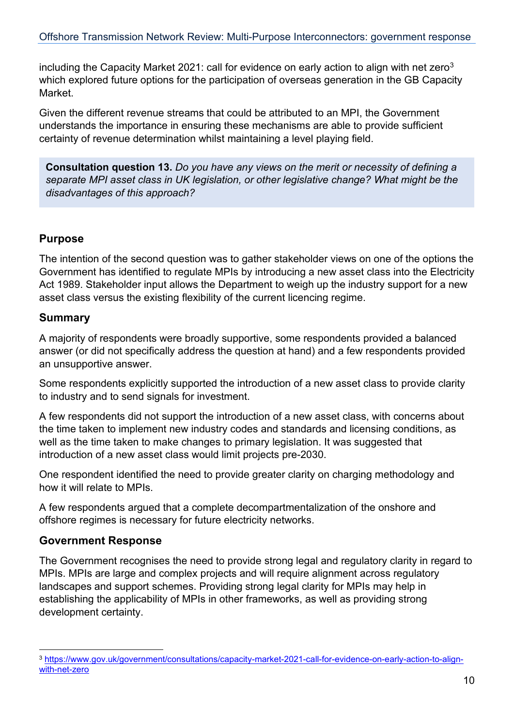including the Capacity Market 2021: call for evidence on early action to align with net zero[3] which explored future options for the participation of overseas generation in the GB Capacity Market.

Given the different revenue streams that could be attributed to an MPI, the Government understands the importance in ensuring these mechanisms are able to provide sufficient certainty of revenue determination whilst maintaining a level playing field.

> **Consultation question 13.** *Do you have any views on the merit or necessity of defining a separate MPI asset class in UK legislation, or other legislative change? What might be the disadvantages of this approach?*

### Purpose

The intention of the second question was to gather stakeholder views on one of the options the Government has identified to regulate MPIs by introducing a new asset class into the Electricity Act 1989. Stakeholder input allows the Department to weigh up the industry support for a new asset class versus the existing flexibility of the current licencing regime.

### Summary

A majority of respondents were broadly supportive, some respondents provided a balanced answer (or did not specifically address the question at hand) and a few respondents provided an unsupportive answer.

Some respondents explicitly supported the introduction of a new asset class to provide clarity to industry and to send signals for investment.

A few respondents did not support the introduction of a new asset class, with concerns about the time taken to implement new industry codes and standards and licensing conditions, as well as the time taken to make changes to primary legislation. It was suggested that introduction of a new asset class would limit projects pre-2030.

One respondent identified the need to provide greater clarity on charging methodology and how it will relate to MPIs.

A few respondents argued that a complete decompartmentalization of the onshore and offshore regimes is necessary for future electricity networks.

### Government Response

The Government recognises the need to provide strong legal and regulatory clarity in regard to MPIs. MPIs are large and complex projects and will require alignment across regulatory landscapes and support schemes. Providing strong legal clarity for MPIs may help in establishing the applicability of MPIs in other frameworks, as well as providing strong development certainty.

---

[3] https://www.gov.uk/government/consultations/capacity-market-2021-call-for-evidence-on-early-action-to-align-with-net-zero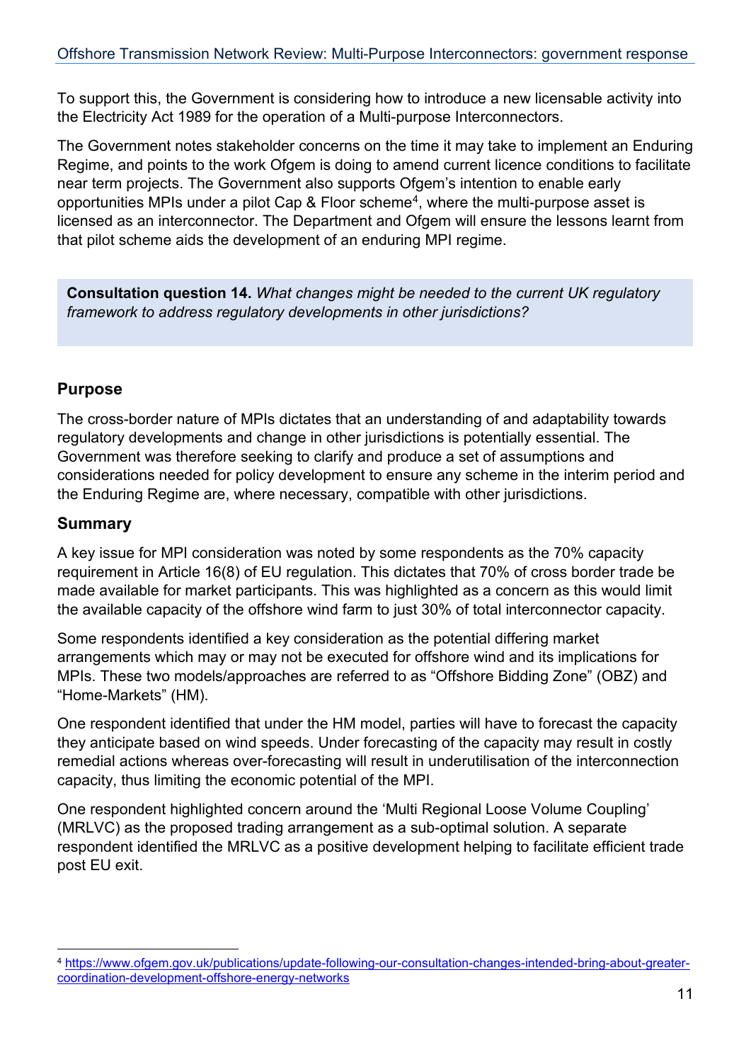To support this, the Government is considering how to introduce a new licensable activity into the Electricity Act 1989 for the operation of a Multi-purpose Interconnectors.

The Government notes stakeholder concerns on the time it may take to implement an Enduring Regime, and points to the work Ofgem is doing to amend current licence conditions to facilitate near term projects. The Government also supports Ofgem's intention to enable early opportunities MPIs under a pilot Cap & Floor scheme[4], where the multi-purpose asset is licensed as an interconnector. The Department and Ofgem will ensure the lessons learnt from that pilot scheme aids the development of an enduring MPI regime.

> **Consultation question 14.** *What changes might be needed to the current UK regulatory framework to address regulatory developments in other jurisdictions?*

### Purpose

The cross-border nature of MPIs dictates that an understanding of and adaptability towards regulatory developments and change in other jurisdictions is potentially essential. The Government was therefore seeking to clarify and produce a set of assumptions and considerations needed for policy development to ensure any scheme in the interim period and the Enduring Regime are, where necessary, compatible with other jurisdictions.

### Summary

A key issue for MPI consideration was noted by some respondents as the 70% capacity requirement in Article 16(8) of EU regulation. This dictates that 70% of cross border trade be made available for market participants. This was highlighted as a concern as this would limit the available capacity of the offshore wind farm to just 30% of total interconnector capacity.

Some respondents identified a key consideration as the potential differing market arrangements which may or may not be executed for offshore wind and its implications for MPIs. These two models/approaches are referred to as "Offshore Bidding Zone" (OBZ) and "Home-Markets" (HM).

One respondent identified that under the HM model, parties will have to forecast the capacity they anticipate based on wind speeds. Under forecasting of the capacity may result in costly remedial actions whereas over-forecasting will result in underutilisation of the interconnection capacity, thus limiting the economic potential of the MPI.

One respondent highlighted concern around the 'Multi Regional Loose Volume Coupling' (MRLVC) as the proposed trading arrangement as a sub-optimal solution. A separate respondent identified the MRLVC as a positive development helping to facilitate efficient trade post EU exit.

---

[4] https://www.ofgem.gov.uk/publications/update-following-our-consultation-changes-intended-bring-about-greater-coordination-development-offshore-energy-networks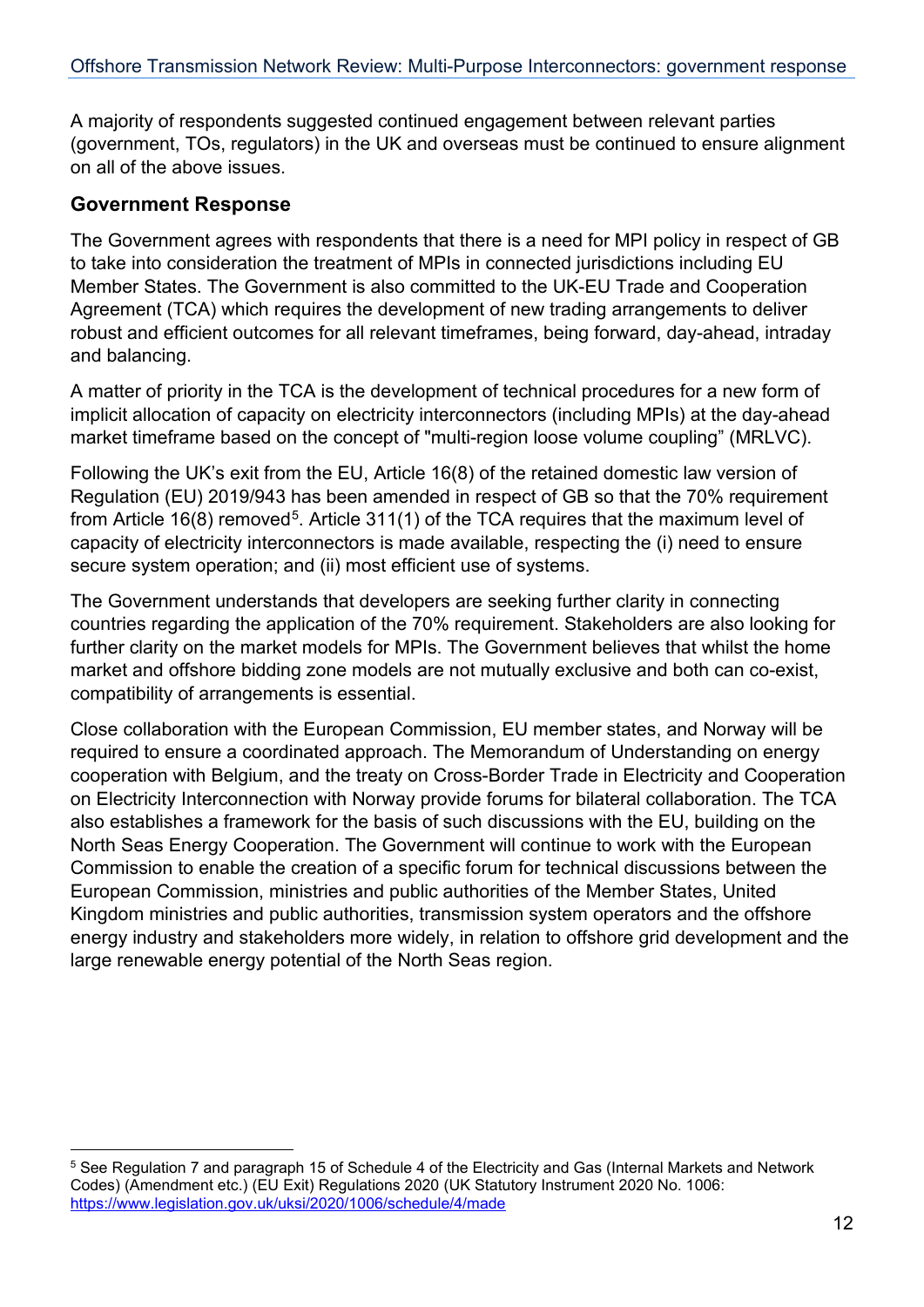A majority of respondents suggested continued engagement between relevant parties (government, TOs, regulators) in the UK and overseas must be continued to ensure alignment on all of the above issues.

### Government Response

The Government agrees with respondents that there is a need for MPI policy in respect of GB to take into consideration the treatment of MPIs in connected jurisdictions including EU Member States. The Government is also committed to the UK-EU Trade and Cooperation Agreement (TCA) which requires the development of new trading arrangements to deliver robust and efficient outcomes for all relevant timeframes, being forward, day-ahead, intraday and balancing.

A matter of priority in the TCA is the development of technical procedures for a new form of implicit allocation of capacity on electricity interconnectors (including MPIs) at the day-ahead market timeframe based on the concept of "multi-region loose volume coupling" (MRLVC).

Following the UK's exit from the EU, Article 16(8) of the retained domestic law version of Regulation (EU) 2019/943 has been amended in respect of GB so that the 70% requirement from Article 16(8) removed[5]. Article 311(1) of the TCA requires that the maximum level of capacity of electricity interconnectors is made available, respecting the (i) need to ensure secure system operation; and (ii) most efficient use of systems.

The Government understands that developers are seeking further clarity in connecting countries regarding the application of the 70% requirement. Stakeholders are also looking for further clarity on the market models for MPIs. The Government believes that whilst the home market and offshore bidding zone models are not mutually exclusive and both can co-exist, compatibility of arrangements is essential.

Close collaboration with the European Commission, EU member states, and Norway will be required to ensure a coordinated approach. The Memorandum of Understanding on energy cooperation with Belgium, and the treaty on Cross-Border Trade in Electricity and Cooperation on Electricity Interconnection with Norway provide forums for bilateral collaboration. The TCA also establishes a framework for the basis of such discussions with the EU, building on the North Seas Energy Cooperation. The Government will continue to work with the European Commission to enable the creation of a specific forum for technical discussions between the European Commission, ministries and public authorities of the Member States, United Kingdom ministries and public authorities, transmission system operators and the offshore energy industry and stakeholders more widely, in relation to offshore grid development and the large renewable energy potential of the North Seas region.

[5] See Regulation 7 and paragraph 15 of Schedule 4 of the Electricity and Gas (Internal Markets and Network Codes) (Amendment etc.) (EU Exit) Regulations 2020 (UK Statutory Instrument 2020 No. 1006: https://www.legislation.gov.uk/uksi/2020/1006/schedule/4/made